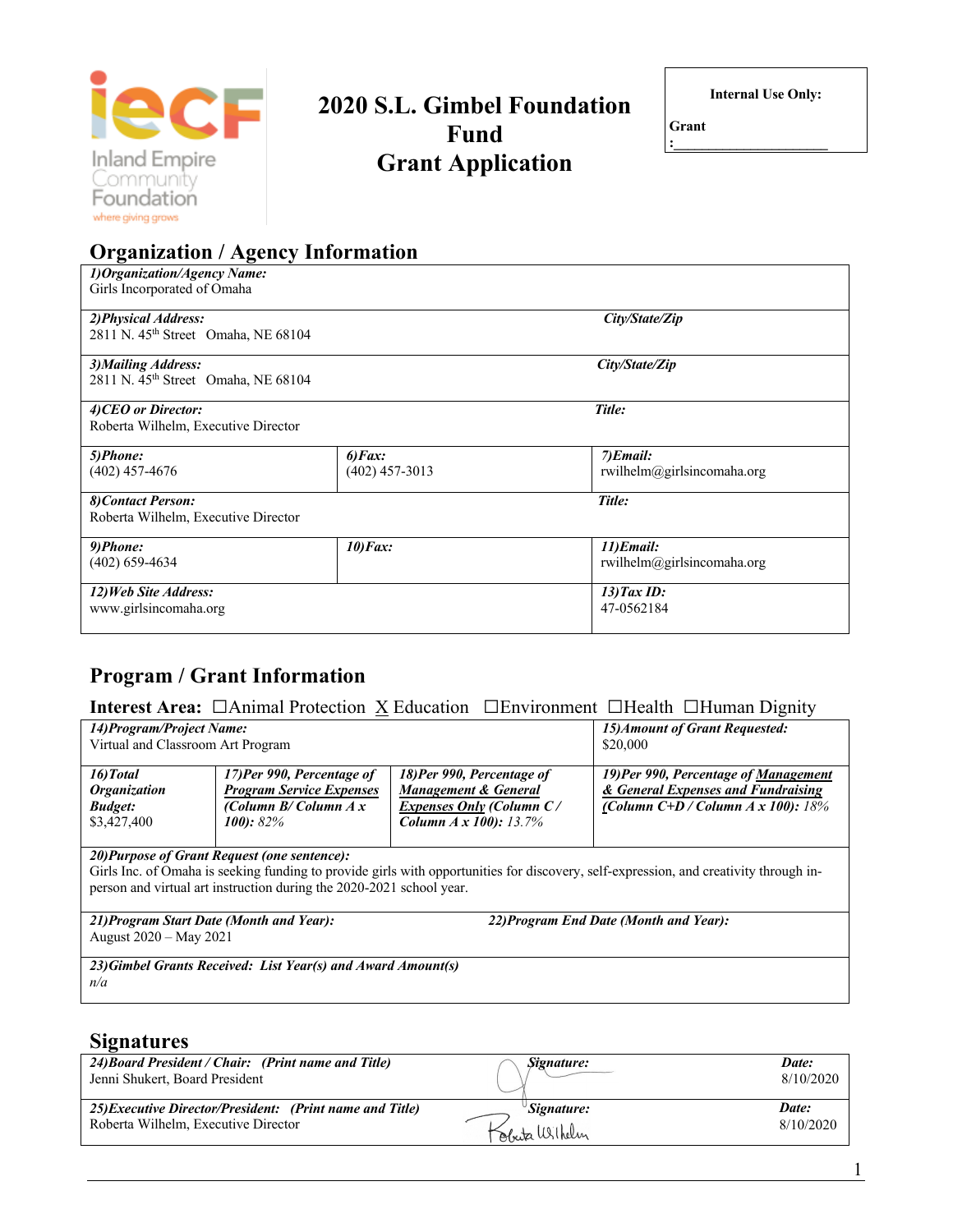Inland Empire Community Foundation
where giving grows

# 2020 S.L. Gimbel Foundation Fund Grant Application

**Internal Use Only:**

**Grant :**\_\_\_\_\_\_\_\_\_\_\_\_\_\_\_\_\_\_\_\_

## Organization / Agency Information

| | | |
|---|---|---|
| ***1)Organization/Agency Name:*** Girls Incorporated of Omaha | | |
| ***2)Physical Address:*** 2811 N. 45th Street Omaha, NE 68104 | | ***City/State/Zip*** |
| ***3)Mailing Address:*** 2811 N. 45th Street Omaha, NE 68104 | | ***City/State/Zip*** |
| ***4)CEO or Director:*** Roberta Wilhelm, Executive Director | | ***Title:*** |
| ***5)Phone:*** (402) 457-4676 | ***6)Fax:*** (402) 457-3013 | ***7)Email:*** rwilhelm@girlsincomaha.org |
| ***8)Contact Person:*** Roberta Wilhelm, Executive Director | | ***Title:*** |
| ***9)Phone:*** (402) 659-4634 | ***10)Fax:*** | ***11)Email:*** rwilhelm@girlsincomaha.org |
| ***12)Web Site Address:*** www.girlsincomaha.org | | ***13)Tax ID:*** 47-0562184 |

## Program / Grant Information

**Interest Area:** ☐Animal Protection X Education ☐Environment ☐Health ☐Human Dignity

| | | | |
|---|---|---|---|
| ***14)Program/Project Name:*** Virtual and Classroom Art Program | | | ***15)Amount of Grant Requested:*** $20,000 |
| ***16)Total Organization Budget:*** $3,427,400 | ***17)Per 990, Percentage of Program Service Expenses (Column B/ Column A x 100):*** *82%* | ***18)Per 990, Percentage of Management & General Expenses Only (Column C / Column A x 100):*** *13.7%* | ***19)Per 990, Percentage of Management & General Expenses and Fundraising (Column C+D / Column A x 100):*** *18%* |
| ***20)Purpose of Grant Request (one sentence):*** Girls Inc. of Omaha is seeking funding to provide girls with opportunities for discovery, self-expression, and creativity through in-person and virtual art instruction during the 2020-2021 school year. | | | |
| ***21)Program Start Date (Month and Year):*** August 2020 – May 2021 | | ***22)Program End Date (Month and Year):*** | |
| ***23)Gimbel Grants Received: List Year(s) and Award Amount(s)*** *n/a* | | | |

## Signatures

| | | |
|---|---|---|
| ***24)Board President / Chair: (Print name and Title)*** Jenni Shukert, Board President | ***Signature:*** | ***Date:*** 8/10/2020 |
| ***25)Executive Director/President: (Print name and Title)*** Roberta Wilhelm, Executive Director | ***Signature:*** Roberta Wilhelm | ***Date:*** 8/10/2020 |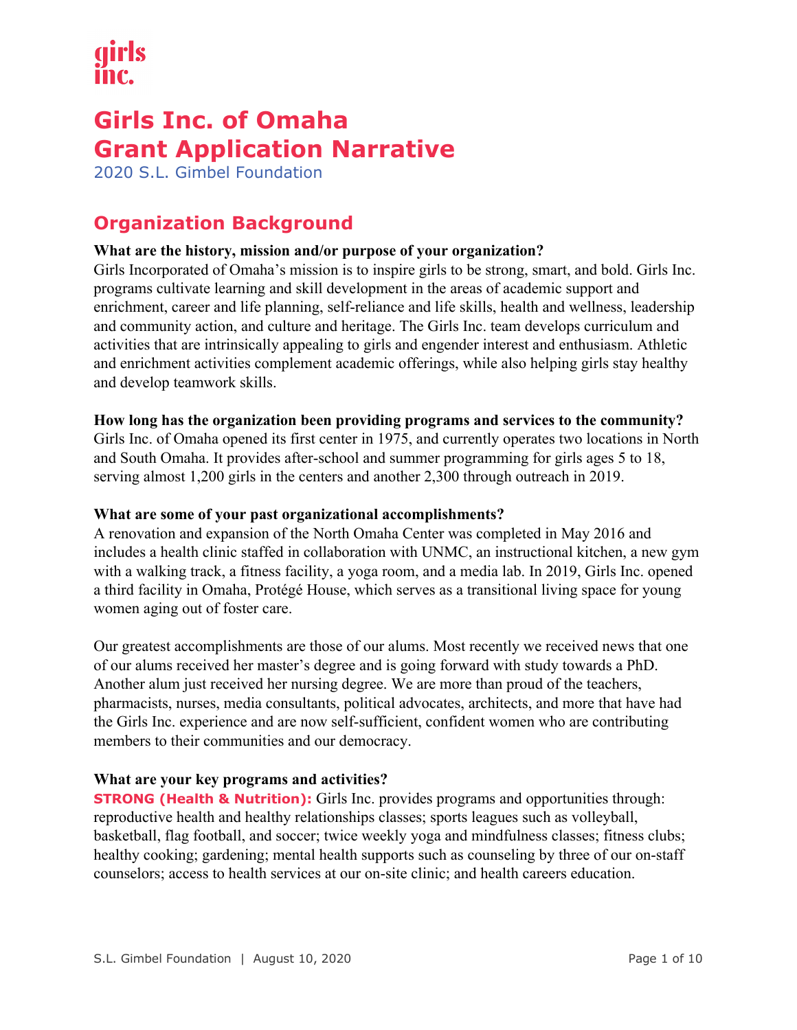girls inc.

# Girls Inc. of Omaha Grant Application Narrative

2020 S.L. Gimbel Foundation

## Organization Background

**What are the history, mission and/or purpose of your organization?**

Girls Incorporated of Omaha's mission is to inspire girls to be strong, smart, and bold. Girls Inc. programs cultivate learning and skill development in the areas of academic support and enrichment, career and life planning, self-reliance and life skills, health and wellness, leadership and community action, and culture and heritage. The Girls Inc. team develops curriculum and activities that are intrinsically appealing to girls and engender interest and enthusiasm. Athletic and enrichment activities complement academic offerings, while also helping girls stay healthy and develop teamwork skills.

**How long has the organization been providing programs and services to the community?**

Girls Inc. of Omaha opened its first center in 1975, and currently operates two locations in North and South Omaha. It provides after-school and summer programming for girls ages 5 to 18, serving almost 1,200 girls in the centers and another 2,300 through outreach in 2019.

**What are some of your past organizational accomplishments?**

A renovation and expansion of the North Omaha Center was completed in May 2016 and includes a health clinic staffed in collaboration with UNMC, an instructional kitchen, a new gym with a walking track, a fitness facility, a yoga room, and a media lab. In 2019, Girls Inc. opened a third facility in Omaha, Protégé House, which serves as a transitional living space for young women aging out of foster care.

Our greatest accomplishments are those of our alums. Most recently we received news that one of our alums received her master's degree and is going forward with study towards a PhD. Another alum just received her nursing degree. We are more than proud of the teachers, pharmacists, nurses, media consultants, political advocates, architects, and more that have had the Girls Inc. experience and are now self-sufficient, confident women who are contributing members to their communities and our democracy.

**What are your key programs and activities?**

**STRONG (Health & Nutrition):** Girls Inc. provides programs and opportunities through: reproductive health and healthy relationships classes; sports leagues such as volleyball, basketball, flag football, and soccer; twice weekly yoga and mindfulness classes; fitness clubs; healthy cooking; gardening; mental health supports such as counseling by three of our on-staff counselors; access to health services at our on-site clinic; and health careers education.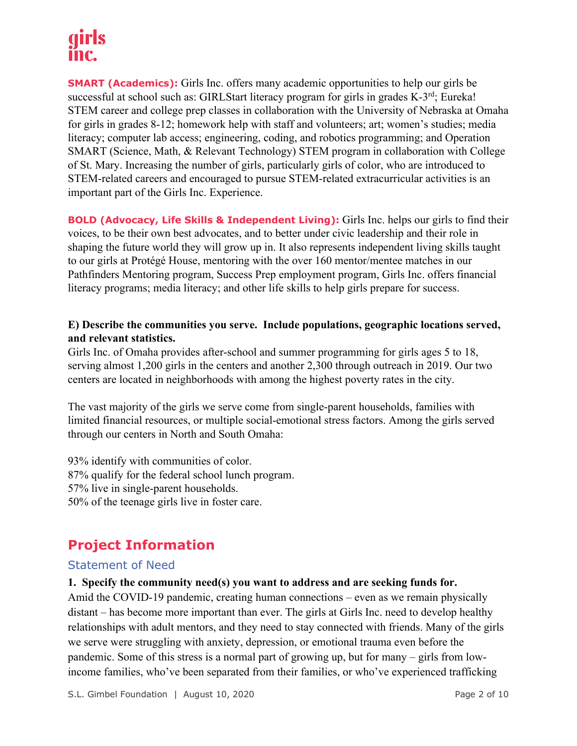**SMART (Academics):** Girls Inc. offers many academic opportunities to help our girls be successful at school such as: GIRLStart literacy program for girls in grades K-3rd; Eureka! STEM career and college prep classes in collaboration with the University of Nebraska at Omaha for girls in grades 8-12; homework help with staff and volunteers; art; women's studies; media literacy; computer lab access; engineering, coding, and robotics programming; and Operation SMART (Science, Math, & Relevant Technology) STEM program in collaboration with College of St. Mary. Increasing the number of girls, particularly girls of color, who are introduced to STEM-related careers and encouraged to pursue STEM-related extracurricular activities is an important part of the Girls Inc. Experience.

**BOLD (Advocacy, Life Skills & Independent Living):** Girls Inc. helps our girls to find their voices, to be their own best advocates, and to better under civic leadership and their role in shaping the future world they will grow up in. It also represents independent living skills taught to our girls at Protégé House, mentoring with the over 160 mentor/mentee matches in our Pathfinders Mentoring program, Success Prep employment program, Girls Inc. offers financial literacy programs; media literacy; and other life skills to help girls prepare for success.

**E) Describe the communities you serve. Include populations, geographic locations served, and relevant statistics.**

Girls Inc. of Omaha provides after-school and summer programming for girls ages 5 to 18, serving almost 1,200 girls in the centers and another 2,300 through outreach in 2019. Our two centers are located in neighborhoods with among the highest poverty rates in the city.

The vast majority of the girls we serve come from single-parent households, families with limited financial resources, or multiple social-emotional stress factors. Among the girls served through our centers in North and South Omaha:

93% identify with communities of color.
87% qualify for the federal school lunch program.
57% live in single-parent households.
50% of the teenage girls live in foster care.

## Project Information

### Statement of Need

**1. Specify the community need(s) you want to address and are seeking funds for.**

Amid the COVID-19 pandemic, creating human connections – even as we remain physically distant – has become more important than ever. The girls at Girls Inc. need to develop healthy relationships with adult mentors, and they need to stay connected with friends. Many of the girls we serve were struggling with anxiety, depression, or emotional trauma even before the pandemic. Some of this stress is a normal part of growing up, but for many – girls from low-income families, who've been separated from their families, or who've experienced trafficking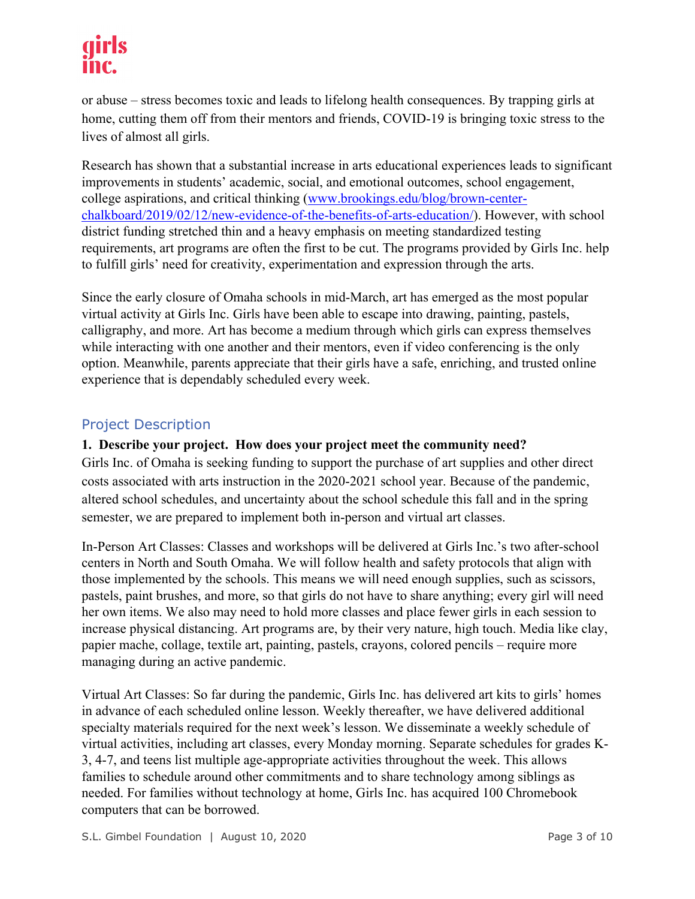or abuse – stress becomes toxic and leads to lifelong health consequences. By trapping girls at home, cutting them off from their mentors and friends, COVID-19 is bringing toxic stress to the lives of almost all girls.

Research has shown that a substantial increase in arts educational experiences leads to significant improvements in students' academic, social, and emotional outcomes, school engagement, college aspirations, and critical thinking (www.brookings.edu/blog/brown-center-chalkboard/2019/02/12/new-evidence-of-the-benefits-of-arts-education/). However, with school district funding stretched thin and a heavy emphasis on meeting standardized testing requirements, art programs are often the first to be cut. The programs provided by Girls Inc. help to fulfill girls' need for creativity, experimentation and expression through the arts.

Since the early closure of Omaha schools in mid-March, art has emerged as the most popular virtual activity at Girls Inc. Girls have been able to escape into drawing, painting, pastels, calligraphy, and more. Art has become a medium through which girls can express themselves while interacting with one another and their mentors, even if video conferencing is the only option. Meanwhile, parents appreciate that their girls have a safe, enriching, and trusted online experience that is dependably scheduled every week.

## Project Description

**1. Describe your project. How does your project meet the community need?**

Girls Inc. of Omaha is seeking funding to support the purchase of art supplies and other direct costs associated with arts instruction in the 2020-2021 school year. Because of the pandemic, altered school schedules, and uncertainty about the school schedule this fall and in the spring semester, we are prepared to implement both in-person and virtual art classes.

In-Person Art Classes: Classes and workshops will be delivered at Girls Inc.'s two after-school centers in North and South Omaha. We will follow health and safety protocols that align with those implemented by the schools. This means we will need enough supplies, such as scissors, pastels, paint brushes, and more, so that girls do not have to share anything; every girl will need her own items. We also may need to hold more classes and place fewer girls in each session to increase physical distancing. Art programs are, by their very nature, high touch. Media like clay, papier mache, collage, textile art, painting, pastels, crayons, colored pencils – require more managing during an active pandemic.

Virtual Art Classes: So far during the pandemic, Girls Inc. has delivered art kits to girls' homes in advance of each scheduled online lesson. Weekly thereafter, we have delivered additional specialty materials required for the next week's lesson. We disseminate a weekly schedule of virtual activities, including art classes, every Monday morning. Separate schedules for grades K-3, 4-7, and teens list multiple age-appropriate activities throughout the week. This allows families to schedule around other commitments and to share technology among siblings as needed. For families without technology at home, Girls Inc. has acquired 100 Chromebook computers that can be borrowed.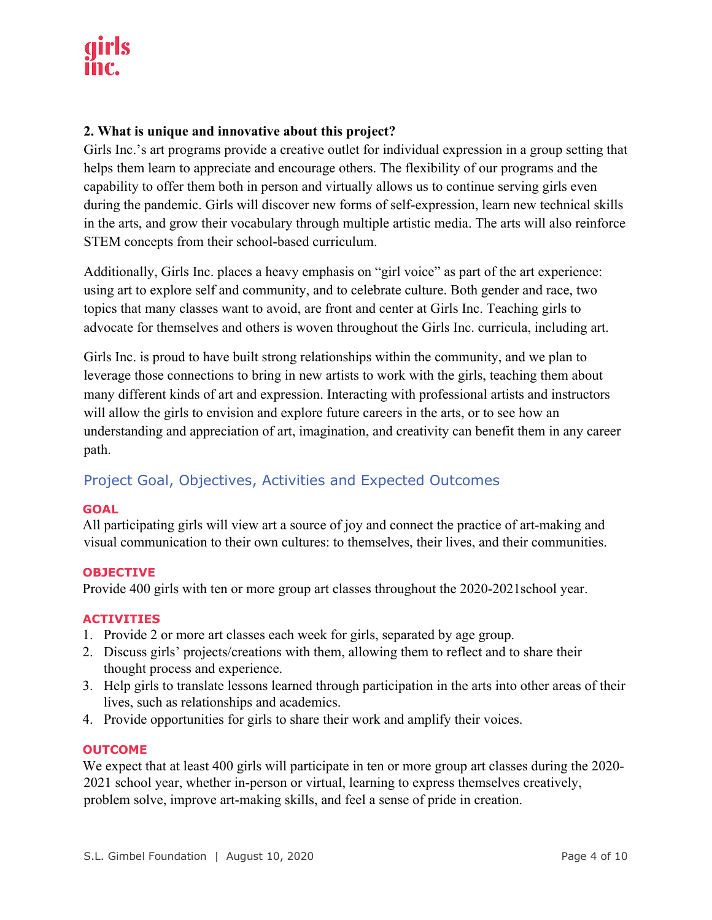**2. What is unique and innovative about this project?**

Girls Inc.'s art programs provide a creative outlet for individual expression in a group setting that helps them learn to appreciate and encourage others. The flexibility of our programs and the capability to offer them both in person and virtually allows us to continue serving girls even during the pandemic. Girls will discover new forms of self-expression, learn new technical skills in the arts, and grow their vocabulary through multiple artistic media. The arts will also reinforce STEM concepts from their school-based curriculum.

Additionally, Girls Inc. places a heavy emphasis on "girl voice" as part of the art experience: using art to explore self and community, and to celebrate culture. Both gender and race, two topics that many classes want to avoid, are front and center at Girls Inc. Teaching girls to advocate for themselves and others is woven throughout the Girls Inc. curricula, including art.

Girls Inc. is proud to have built strong relationships within the community, and we plan to leverage those connections to bring in new artists to work with the girls, teaching them about many different kinds of art and expression. Interacting with professional artists and instructors will allow the girls to envision and explore future careers in the arts, or to see how an understanding and appreciation of art, imagination, and creativity can benefit them in any career path.

## Project Goal, Objectives, Activities and Expected Outcomes

### GOAL

All participating girls will view art a source of joy and connect the practice of art-making and visual communication to their own cultures: to themselves, their lives, and their communities.

### OBJECTIVE

Provide 400 girls with ten or more group art classes throughout the 2020-2021school year.

### ACTIVITIES

1. Provide 2 or more art classes each week for girls, separated by age group.
2. Discuss girls' projects/creations with them, allowing them to reflect and to share their thought process and experience.
3. Help girls to translate lessons learned through participation in the arts into other areas of their lives, such as relationships and academics.
4. Provide opportunities for girls to share their work and amplify their voices.

### OUTCOME

We expect that at least 400 girls will participate in ten or more group art classes during the 2020-2021 school year, whether in-person or virtual, learning to express themselves creatively, problem solve, improve art-making skills, and feel a sense of pride in creation.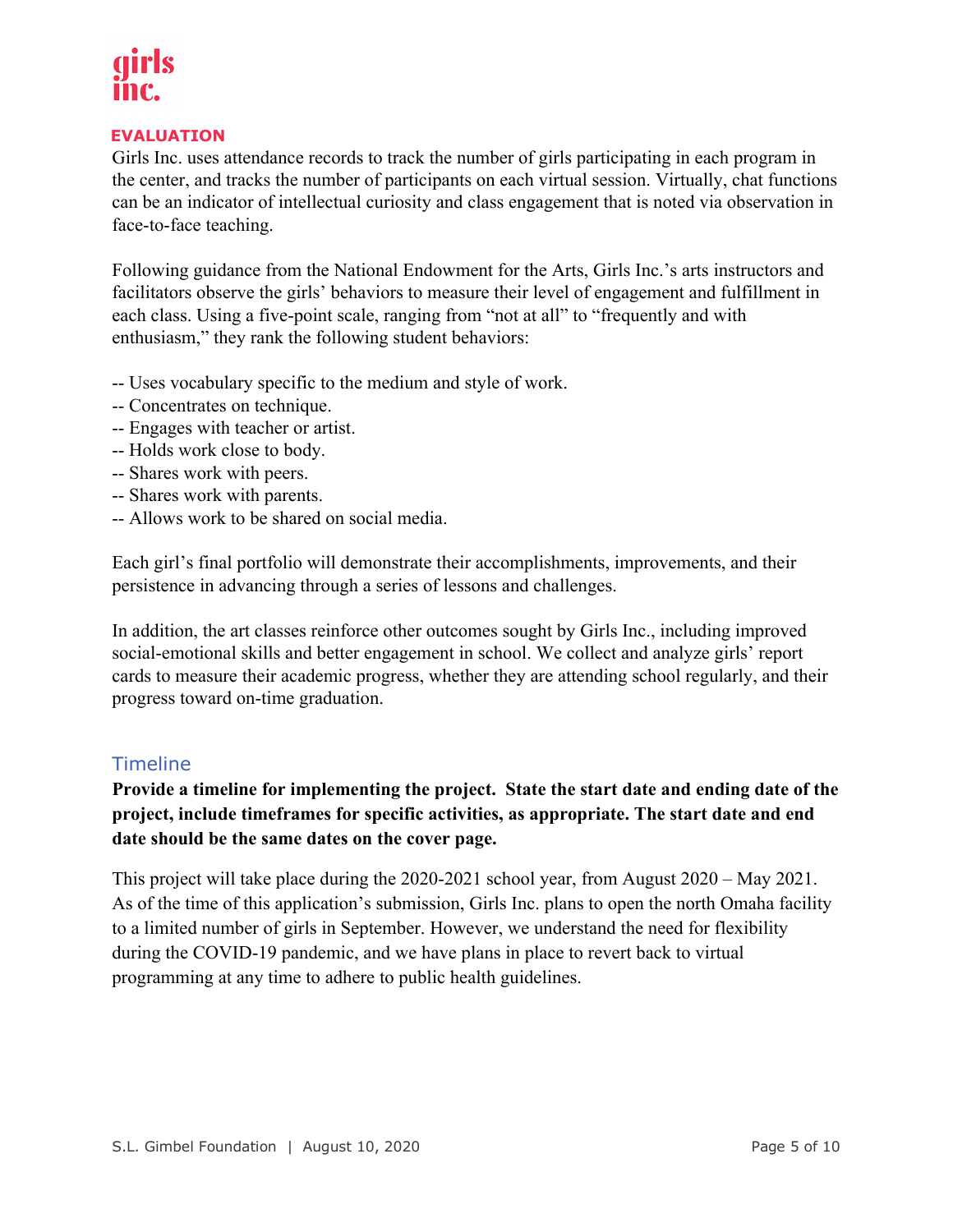## EVALUATION

Girls Inc. uses attendance records to track the number of girls participating in each program in the center, and tracks the number of participants on each virtual session. Virtually, chat functions can be an indicator of intellectual curiosity and class engagement that is noted via observation in face-to-face teaching.

Following guidance from the National Endowment for the Arts, Girls Inc.'s arts instructors and facilitators observe the girls' behaviors to measure their level of engagement and fulfillment in each class. Using a five-point scale, ranging from "not at all" to "frequently and with enthusiasm," they rank the following student behaviors:

-- Uses vocabulary specific to the medium and style of work.
-- Concentrates on technique.
-- Engages with teacher or artist.
-- Holds work close to body.
-- Shares work with peers.
-- Shares work with parents.
-- Allows work to be shared on social media.

Each girl's final portfolio will demonstrate their accomplishments, improvements, and their persistence in advancing through a series of lessons and challenges.

In addition, the art classes reinforce other outcomes sought by Girls Inc., including improved social-emotional skills and better engagement in school. We collect and analyze girls' report cards to measure their academic progress, whether they are attending school regularly, and their progress toward on-time graduation.

## Timeline

**Provide a timeline for implementing the project. State the start date and ending date of the project, include timeframes for specific activities, as appropriate. The start date and end date should be the same dates on the cover page.**

This project will take place during the 2020-2021 school year, from August 2020 – May 2021. As of the time of this application's submission, Girls Inc. plans to open the north Omaha facility to a limited number of girls in September. However, we understand the need for flexibility during the COVID-19 pandemic, and we have plans in place to revert back to virtual programming at any time to adhere to public health guidelines.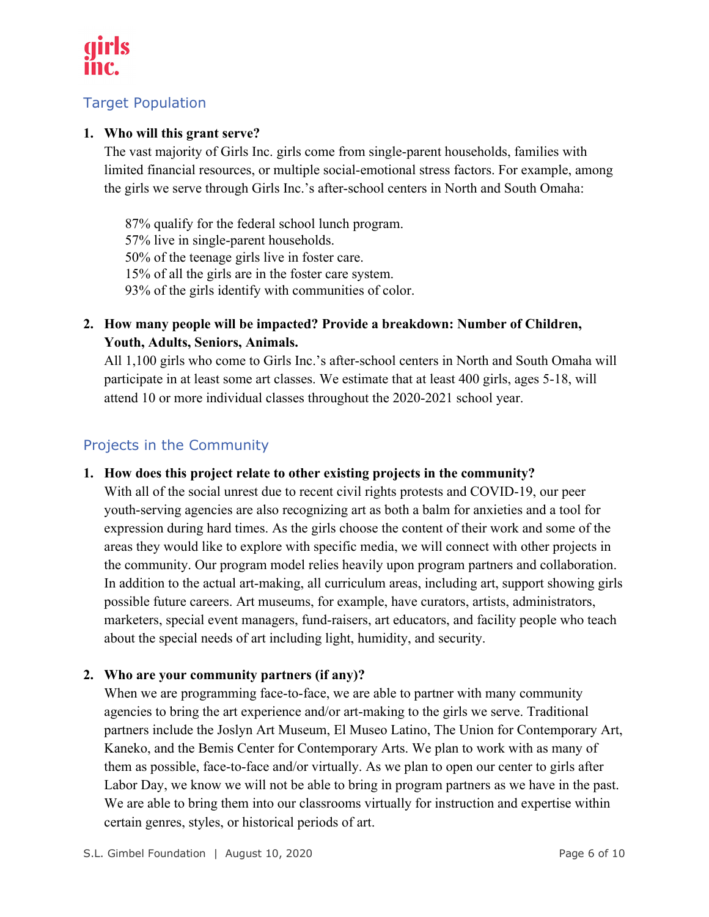## Target Population

1. **Who will this grant serve?**

   The vast majority of Girls Inc. girls come from single-parent households, families with limited financial resources, or multiple social-emotional stress factors. For example, among the girls we serve through Girls Inc.'s after-school centers in North and South Omaha:

   87% qualify for the federal school lunch program.
   57% live in single-parent households.
   50% of the teenage girls live in foster care.
   15% of all the girls are in the foster care system.
   93% of the girls identify with communities of color.

2. **How many people will be impacted? Provide a breakdown: Number of Children, Youth, Adults, Seniors, Animals.**

   All 1,100 girls who come to Girls Inc.'s after-school centers in North and South Omaha will participate in at least some art classes. We estimate that at least 400 girls, ages 5-18, will attend 10 or more individual classes throughout the 2020-2021 school year.

## Projects in the Community

1. **How does this project relate to other existing projects in the community?**

   With all of the social unrest due to recent civil rights protests and COVID-19, our peer youth-serving agencies are also recognizing art as both a balm for anxieties and a tool for expression during hard times. As the girls choose the content of their work and some of the areas they would like to explore with specific media, we will connect with other projects in the community. Our program model relies heavily upon program partners and collaboration. In addition to the actual art-making, all curriculum areas, including art, support showing girls possible future careers. Art museums, for example, have curators, artists, administrators, marketers, special event managers, fund-raisers, art educators, and facility people who teach about the special needs of art including light, humidity, and security.

2. **Who are your community partners (if any)?**

   When we are programming face-to-face, we are able to partner with many community agencies to bring the art experience and/or art-making to the girls we serve. Traditional partners include the Joslyn Art Museum, El Museo Latino, The Union for Contemporary Art, Kaneko, and the Bemis Center for Contemporary Arts. We plan to work with as many of them as possible, face-to-face and/or virtually. As we plan to open our center to girls after Labor Day, we know we will not be able to bring in program partners as we have in the past. We are able to bring them into our classrooms virtually for instruction and expertise within certain genres, styles, or historical periods of art.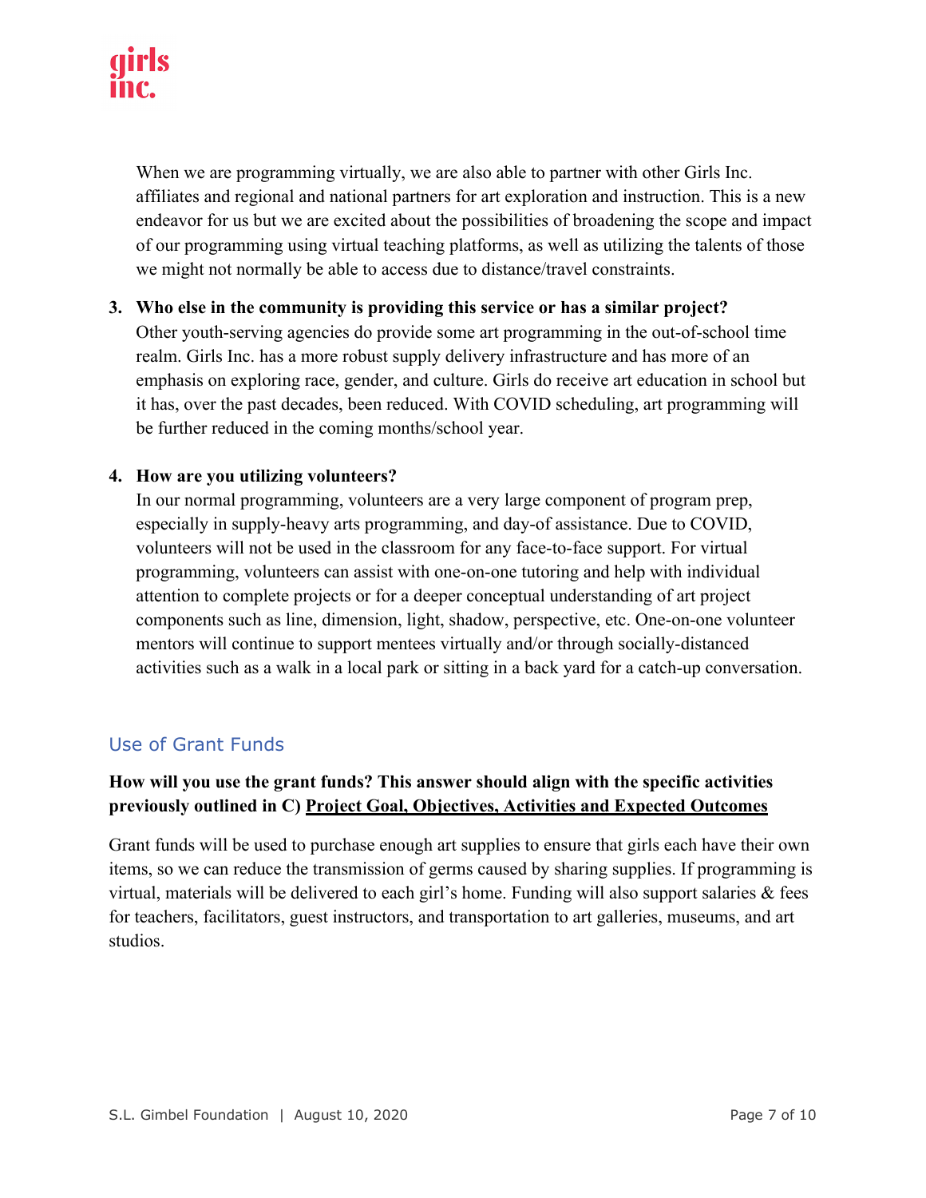When we are programming virtually, we are also able to partner with other Girls Inc. affiliates and regional and national partners for art exploration and instruction. This is a new endeavor for us but we are excited about the possibilities of broadening the scope and impact of our programming using virtual teaching platforms, as well as utilizing the talents of those we might not normally be able to access due to distance/travel constraints.

3. **Who else in the community is providing this service or has a similar project?**
   Other youth-serving agencies do provide some art programming in the out-of-school time realm. Girls Inc. has a more robust supply delivery infrastructure and has more of an emphasis on exploring race, gender, and culture. Girls do receive art education in school but it has, over the past decades, been reduced. With COVID scheduling, art programming will be further reduced in the coming months/school year.

4. **How are you utilizing volunteers?**
   In our normal programming, volunteers are a very large component of program prep, especially in supply-heavy arts programming, and day-of assistance. Due to COVID, volunteers will not be used in the classroom for any face-to-face support. For virtual programming, volunteers can assist with one-on-one tutoring and help with individual attention to complete projects or for a deeper conceptual understanding of art project components such as line, dimension, light, shadow, perspective, etc. One-on-one volunteer mentors will continue to support mentees virtually and/or through socially-distanced activities such as a walk in a local park or sitting in a back yard for a catch-up conversation.

## Use of Grant Funds

**How will you use the grant funds? This answer should align with the specific activities previously outlined in C) <u>Project Goal, Objectives, Activities and Expected Outcomes</u>**

Grant funds will be used to purchase enough art supplies to ensure that girls each have their own items, so we can reduce the transmission of germs caused by sharing supplies. If programming is virtual, materials will be delivered to each girl's home. Funding will also support salaries & fees for teachers, facilitators, guest instructors, and transportation to art galleries, museums, and art studios.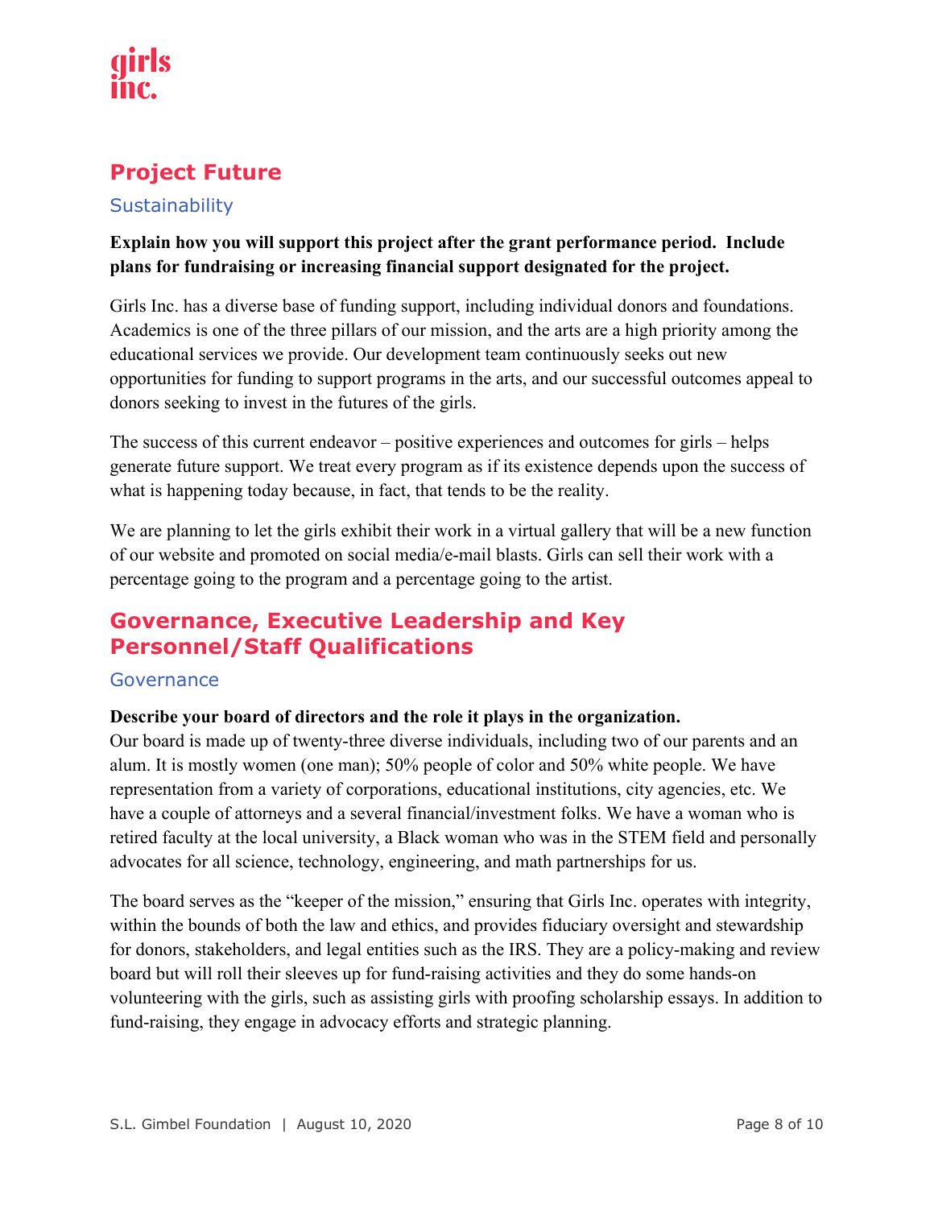## Project Future

### Sustainability

**Explain how you will support this project after the grant performance period. Include plans for fundraising or increasing financial support designated for the project.**

Girls Inc. has a diverse base of funding support, including individual donors and foundations. Academics is one of the three pillars of our mission, and the arts are a high priority among the educational services we provide. Our development team continuously seeks out new opportunities for funding to support programs in the arts, and our successful outcomes appeal to donors seeking to invest in the futures of the girls.

The success of this current endeavor – positive experiences and outcomes for girls – helps generate future support. We treat every program as if its existence depends upon the success of what is happening today because, in fact, that tends to be the reality.

We are planning to let the girls exhibit their work in a virtual gallery that will be a new function of our website and promoted on social media/e-mail blasts. Girls can sell their work with a percentage going to the program and a percentage going to the artist.

## Governance, Executive Leadership and Key Personnel/Staff Qualifications

### Governance

**Describe your board of directors and the role it plays in the organization.**

Our board is made up of twenty-three diverse individuals, including two of our parents and an alum. It is mostly women (one man); 50% people of color and 50% white people. We have representation from a variety of corporations, educational institutions, city agencies, etc. We have a couple of attorneys and a several financial/investment folks. We have a woman who is retired faculty at the local university, a Black woman who was in the STEM field and personally advocates for all science, technology, engineering, and math partnerships for us.

The board serves as the "keeper of the mission," ensuring that Girls Inc. operates with integrity, within the bounds of both the law and ethics, and provides fiduciary oversight and stewardship for donors, stakeholders, and legal entities such as the IRS. They are a policy-making and review board but will roll their sleeves up for fund-raising activities and they do some hands-on volunteering with the girls, such as assisting girls with proofing scholarship essays. In addition to fund-raising, they engage in advocacy efforts and strategic planning.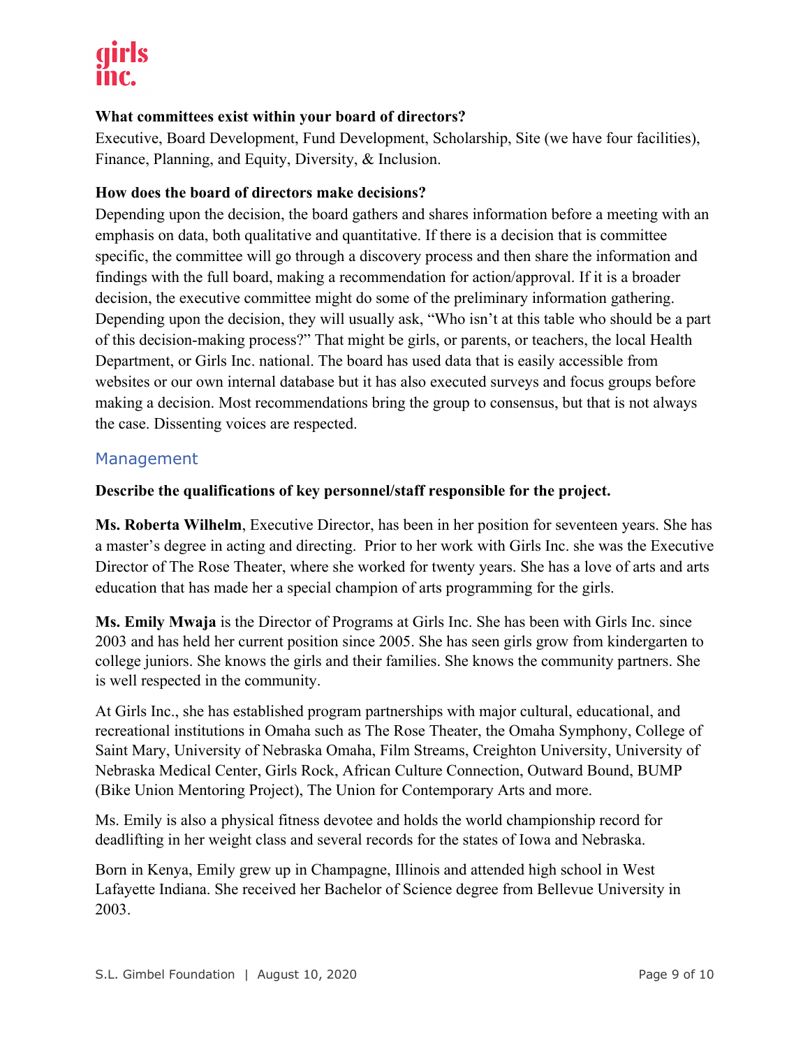**What committees exist within your board of directors?**

Executive, Board Development, Fund Development, Scholarship, Site (we have four facilities), Finance, Planning, and Equity, Diversity, & Inclusion.

**How does the board of directors make decisions?**

Depending upon the decision, the board gathers and shares information before a meeting with an emphasis on data, both qualitative and quantitative. If there is a decision that is committee specific, the committee will go through a discovery process and then share the information and findings with the full board, making a recommendation for action/approval. If it is a broader decision, the executive committee might do some of the preliminary information gathering. Depending upon the decision, they will usually ask, "Who isn't at this table who should be a part of this decision-making process?" That might be girls, or parents, or teachers, the local Health Department, or Girls Inc. national. The board has used data that is easily accessible from websites or our own internal database but it has also executed surveys and focus groups before making a decision. Most recommendations bring the group to consensus, but that is not always the case. Dissenting voices are respected.

## Management

**Describe the qualifications of key personnel/staff responsible for the project.**

**Ms. Roberta Wilhelm**, Executive Director, has been in her position for seventeen years. She has a master's degree in acting and directing. Prior to her work with Girls Inc. she was the Executive Director of The Rose Theater, where she worked for twenty years. She has a love of arts and arts education that has made her a special champion of arts programming for the girls.

**Ms. Emily Mwaja** is the Director of Programs at Girls Inc. She has been with Girls Inc. since 2003 and has held her current position since 2005. She has seen girls grow from kindergarten to college juniors. She knows the girls and their families. She knows the community partners. She is well respected in the community.

At Girls Inc., she has established program partnerships with major cultural, educational, and recreational institutions in Omaha such as The Rose Theater, the Omaha Symphony, College of Saint Mary, University of Nebraska Omaha, Film Streams, Creighton University, University of Nebraska Medical Center, Girls Rock, African Culture Connection, Outward Bound, BUMP (Bike Union Mentoring Project), The Union for Contemporary Arts and more.

Ms. Emily is also a physical fitness devotee and holds the world championship record for deadlifting in her weight class and several records for the states of Iowa and Nebraska.

Born in Kenya, Emily grew up in Champagne, Illinois and attended high school in West Lafayette Indiana. She received her Bachelor of Science degree from Bellevue University in 2003.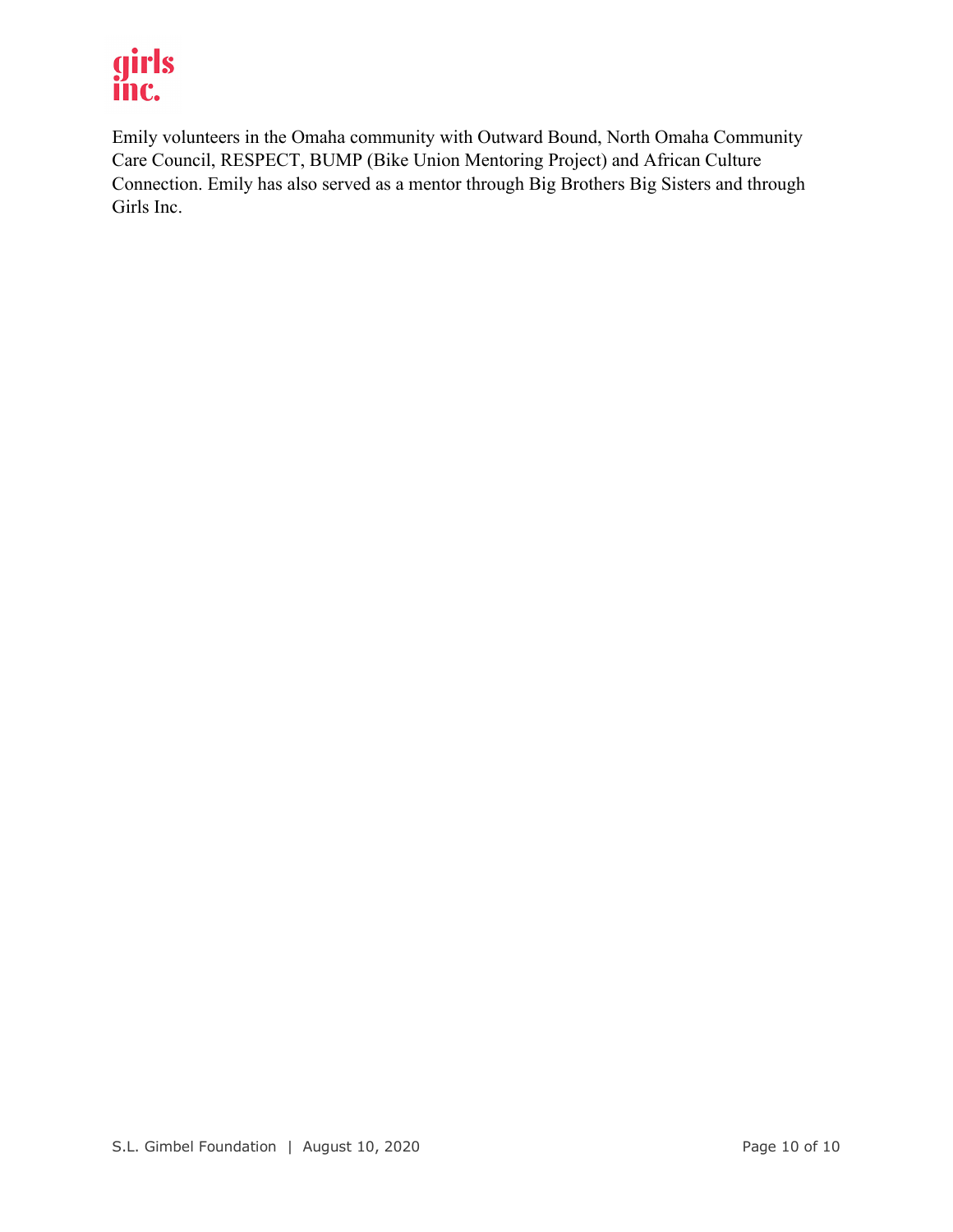Emily volunteers in the Omaha community with Outward Bound, North Omaha Community Care Council, RESPECT, BUMP (Bike Union Mentoring Project) and African Culture Connection. Emily has also served as a mentor through Big Brothers Big Sisters and through Girls Inc.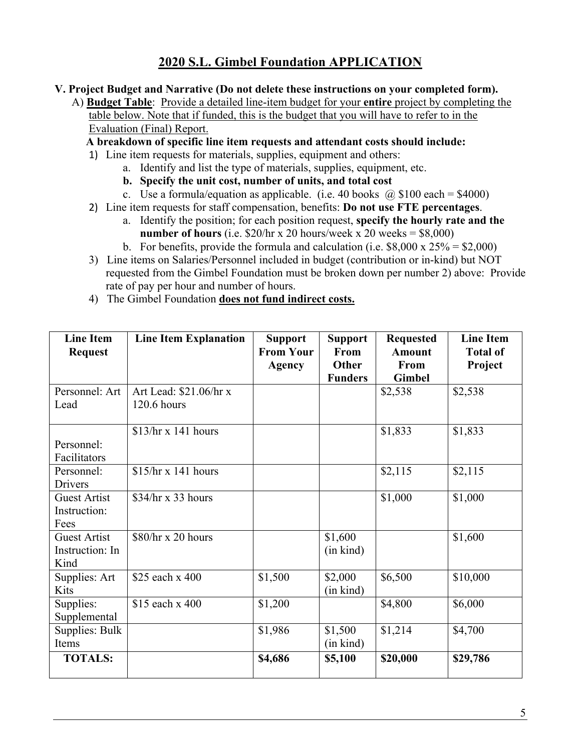## 2020 S.L. Gimbel Foundation APPLICATION

**V. Project Budget and Narrative (Do not delete these instructions on your completed form).**

A) **Budget Table**: Provide a detailed line-item budget for your **entire** project by completing the table below. Note that if funded, this is the budget that you will have to refer to in the Evaluation (Final) Report.

**A breakdown of specific line item requests and attendant costs should include:**

1) Line item requests for materials, supplies, equipment and others:
   a. Identify and list the type of materials, supplies, equipment, etc.
   b. **Specify the unit cost, number of units, and total cost**
   c. Use a formula/equation as applicable. (i.e. 40 books @ $100 each = $4000)
2) Line item requests for staff compensation, benefits: **Do not use FTE percentages**.
   a. Identify the position; for each position request, **specify the hourly rate and the number of hours** (i.e. $20/hr x 20 hours/week x 20 weeks = $8,000)
   b. For benefits, provide the formula and calculation (i.e. $8,000 x 25% = $2,000)
3) Line items on Salaries/Personnel included in budget (contribution or in-kind) but NOT requested from the Gimbel Foundation must be broken down per number 2) above: Provide rate of pay per hour and number of hours.
4) The Gimbel Foundation **does not fund indirect costs.**

| Line Item Request | Line Item Explanation | Support From Your Agency | Support From Other Funders | Requested Amount From Gimbel | Line Item Total of Project |
|---|---|---|---|---|---|
| Personnel: Art Lead | Art Lead: $21.06/hr x 120.6 hours | | | $2,538 | $2,538 |
| Personnel: Facilitators | $13/hr x 141 hours | | | $1,833 | $1,833 |
| Personnel: Drivers | $15/hr x 141 hours | | | $2,115 | $2,115 |
| Guest Artist Instruction: Fees | $34/hr x 33 hours | | | $1,000 | $1,000 |
| Guest Artist Instruction: In Kind | $80/hr x 20 hours | | $1,600 (in kind) | | $1,600 |
| Supplies: Art Kits | $25 each x 400 | $1,500 | $2,000 (in kind) | $6,500 | $10,000 |
| Supplies: Supplemental | $15 each x 400 | $1,200 | | $4,800 | $6,000 |
| Supplies: Bulk Items | | $1,986 | $1,500 (in kind) | $1,214 | $4,700 |
| **TOTALS:** | | **$4,686** | **$5,100** | **$20,000** | **$29,786** |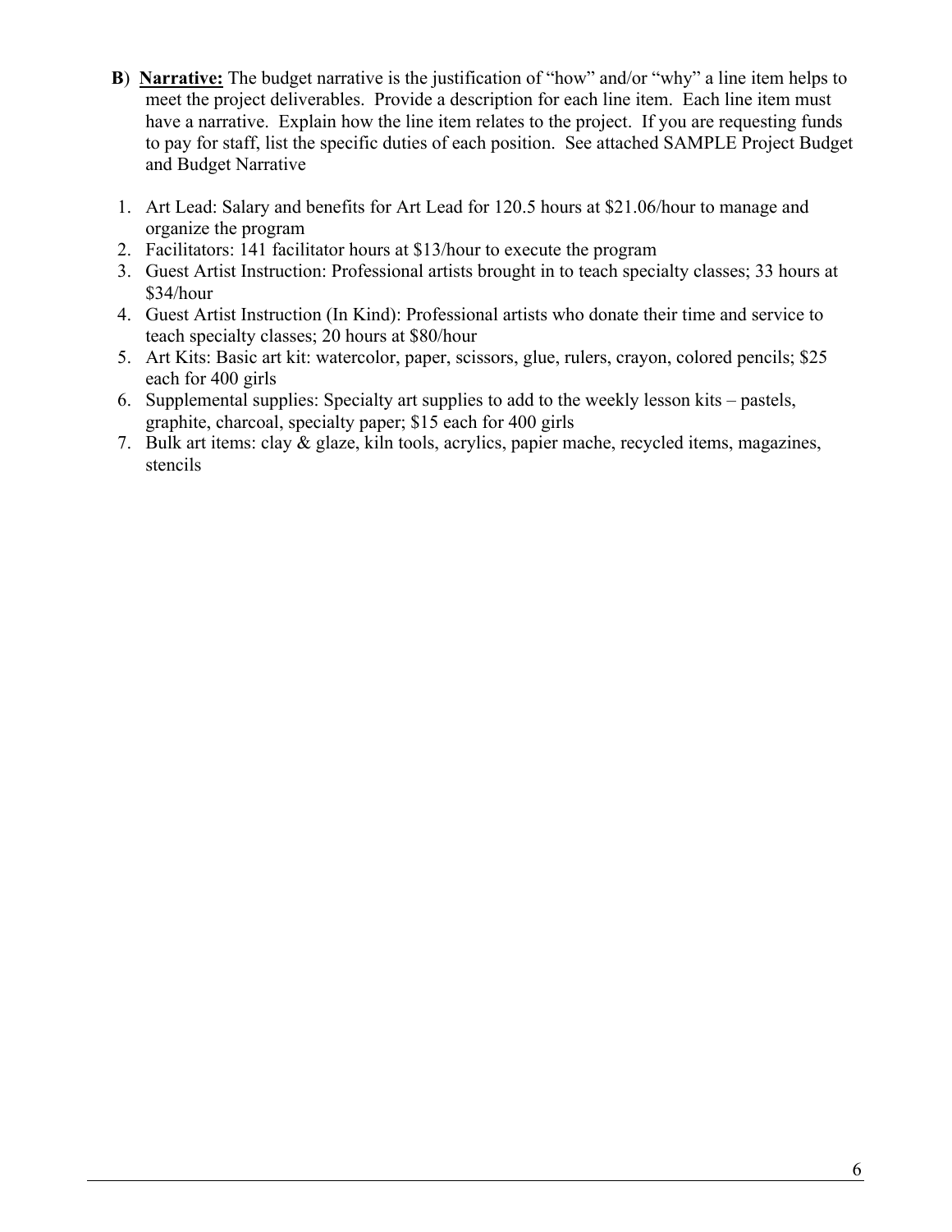**B**) **<u>Narrative:</u>** The budget narrative is the justification of "how" and/or "why" a line item helps to meet the project deliverables. Provide a description for each line item. Each line item must have a narrative. Explain how the line item relates to the project. If you are requesting funds to pay for staff, list the specific duties of each position. See attached SAMPLE Project Budget and Budget Narrative

1. Art Lead: Salary and benefits for Art Lead for 120.5 hours at $21.06/hour to manage and organize the program
2. Facilitators: 141 facilitator hours at $13/hour to execute the program
3. Guest Artist Instruction: Professional artists brought in to teach specialty classes; 33 hours at $34/hour
4. Guest Artist Instruction (In Kind): Professional artists who donate their time and service to teach specialty classes; 20 hours at $80/hour
5. Art Kits: Basic art kit: watercolor, paper, scissors, glue, rulers, crayon, colored pencils; $25 each for 400 girls
6. Supplemental supplies: Specialty art supplies to add to the weekly lesson kits – pastels, graphite, charcoal, specialty paper; $15 each for 400 girls
7. Bulk art items: clay & glaze, kiln tools, acrylics, papier mache, recycled items, magazines, stencils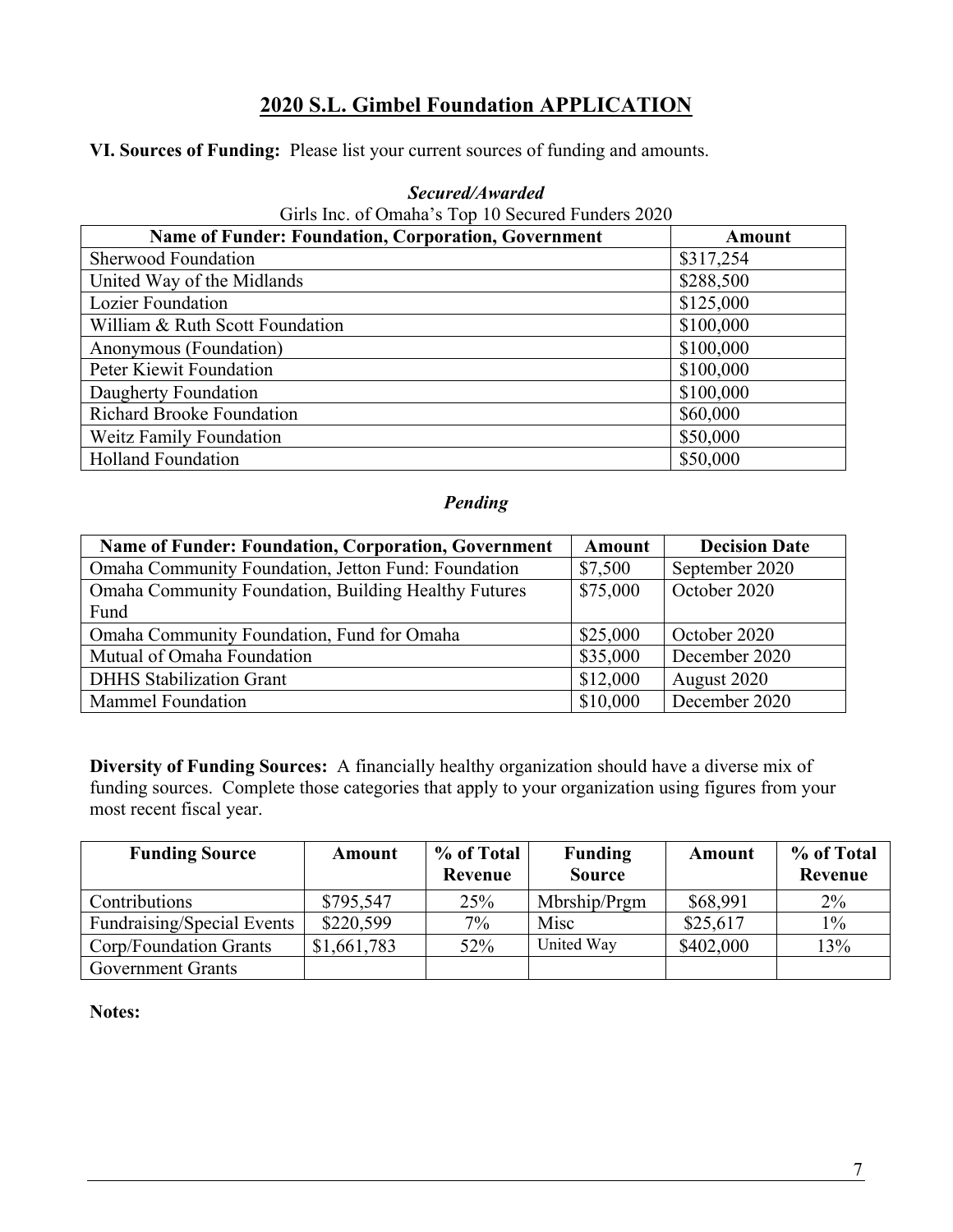## 2020 S.L. Gimbel Foundation APPLICATION

**VI. Sources of Funding:** Please list your current sources of funding and amounts.

***Secured/Awarded***

Girls Inc. of Omaha's Top 10 Secured Funders 2020

| Name of Funder: Foundation, Corporation, Government | Amount |
|---|---|
| Sherwood Foundation | $317,254 |
| United Way of the Midlands | $288,500 |
| Lozier Foundation | $125,000 |
| William & Ruth Scott Foundation | $100,000 |
| Anonymous (Foundation) | $100,000 |
| Peter Kiewit Foundation | $100,000 |
| Daugherty Foundation | $100,000 |
| Richard Brooke Foundation | $60,000 |
| Weitz Family Foundation | $50,000 |
| Holland Foundation | $50,000 |

***Pending***

| Name of Funder: Foundation, Corporation, Government | Amount | Decision Date |
|---|---|---|
| Omaha Community Foundation, Jetton Fund: Foundation | $7,500 | September 2020 |
| Omaha Community Foundation, Building Healthy Futures Fund | $75,000 | October 2020 |
| Omaha Community Foundation, Fund for Omaha | $25,000 | October 2020 |
| Mutual of Omaha Foundation | $35,000 | December 2020 |
| DHHS Stabilization Grant | $12,000 | August 2020 |
| Mammel Foundation | $10,000 | December 2020 |

**Diversity of Funding Sources:** A financially healthy organization should have a diverse mix of funding sources. Complete those categories that apply to your organization using figures from your most recent fiscal year.

| Funding Source | Amount | % of Total Revenue | Funding Source | Amount | % of Total Revenue |
|---|---|---|---|---|---|
| Contributions | $795,547 | 25% | Mbrship/Prgm | $68,991 | 2% |
| Fundraising/Special Events | $220,599 | 7% | Misc | $25,617 | 1% |
| Corp/Foundation Grants | $1,661,783 | 52% | United Way | $402,000 | 13% |
| Government Grants | | | | | |

**Notes:**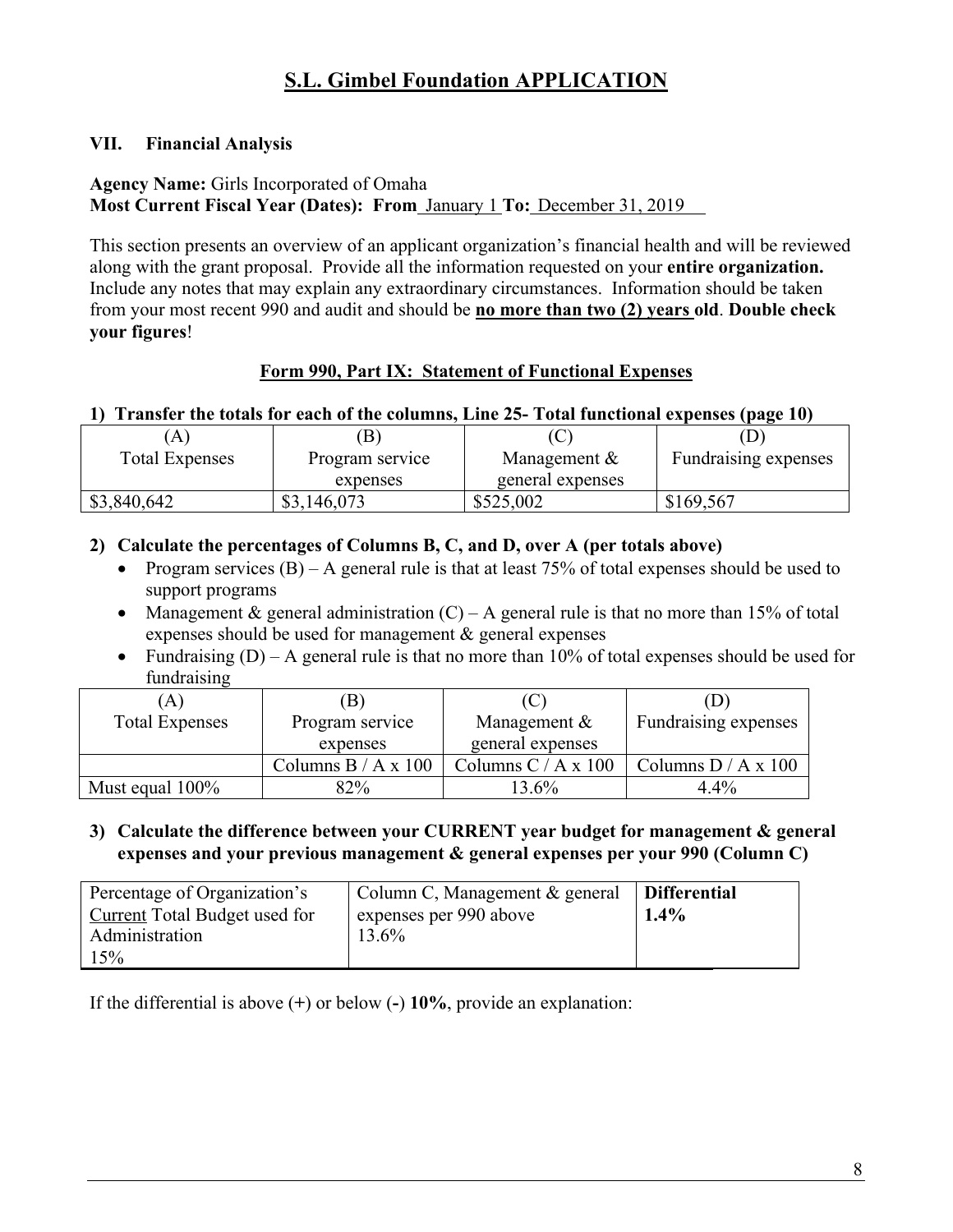# S.L. Gimbel Foundation APPLICATION

### VII. Financial Analysis

**Agency Name:** Girls Incorporated of Omaha
**Most Current Fiscal Year (Dates): From** January 1 **To:** December 31, 2019

This section presents an overview of an applicant organization's financial health and will be reviewed along with the grant proposal. Provide all the information requested on your **entire organization.** Include any notes that may explain any extraordinary circumstances. Information should be taken from your most recent 990 and audit and should be **no more than two (2) years old**. **Double check your figures**!

**Form 990, Part IX: Statement of Functional Expenses**

**1) Transfer the totals for each of the columns, Line 25- Total functional expenses (page 10)**

| (A) Total Expenses | (B) Program service expenses | (C) Management & general expenses | (D) Fundraising expenses |
|---|---|---|---|
| $3,840,642 | $3,146,073 | $525,002 | $169,567 |

**2) Calculate the percentages of Columns B, C, and D, over A (per totals above)**

- Program services (B) – A general rule is that at least 75% of total expenses should be used to support programs
- Management & general administration (C) – A general rule is that no more than 15% of total expenses should be used for management & general expenses
- Fundraising (D) – A general rule is that no more than 10% of total expenses should be used for fundraising

| (A) Total Expenses | (B) Program service expenses | (C) Management & general expenses | (D) Fundraising expenses |
|---|---|---|---|
| | Columns B / A x 100 | Columns C / A x 100 | Columns D / A x 100 |
| Must equal 100% | 82% | 13.6% | 4.4% |

**3) Calculate the difference between your CURRENT year budget for management & general expenses and your previous management & general expenses per your 990 (Column C)**

| Percentage of Organization's Current Total Budget used for Administration | Column C, Management & general expenses per 990 above | **Differential** |
|---|---|---|
| 15% | 13.6% | **1.4%** |

If the differential is above (+) or below (-) **10%**, provide an explanation: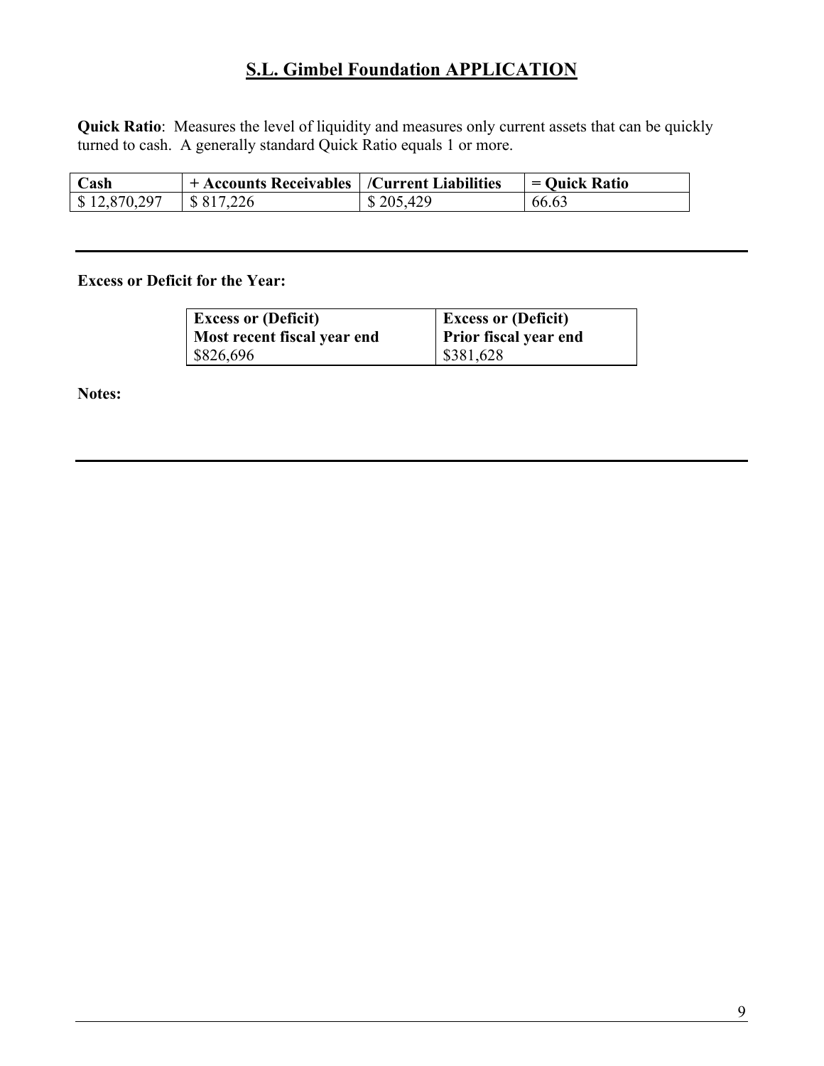# S.L. Gimbel Foundation APPLICATION

**Quick Ratio**: Measures the level of liquidity and measures only current assets that can be quickly turned to cash. A generally standard Quick Ratio equals 1 or more.

| Cash | + Accounts Receivables | /Current Liabilities | = Quick Ratio |
|---|---|---|---|
| $ 12,870,297 | $ 817,226 | $ 205,429 | 66.63 |

---

**Excess or Deficit for the Year:**

| Excess or (Deficit) Most recent fiscal year end | Excess or (Deficit) Prior fiscal year end |
|---|---|
| $826,696 | $381,628 |

**Notes:**

---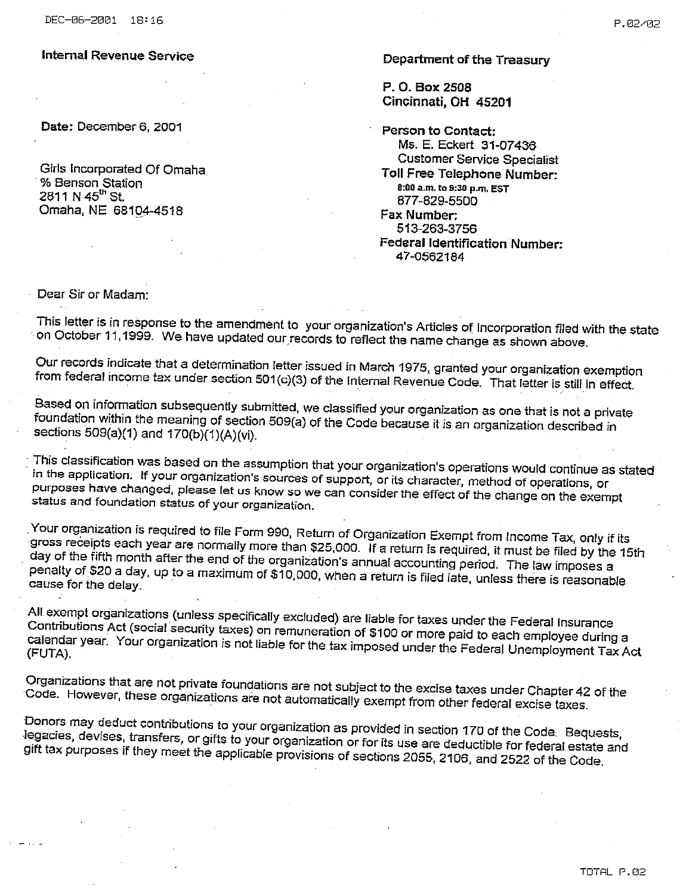**Internal Revenue Service**

**Department of the Treasury**

**P. O. Box 2508**
**Cincinnati, OH 45201**

**Date:** December 6, 2001

Girls Incorporated Of Omaha
% Benson Station
2811 N 45th St.
Omaha, NE 68104-4518

**Person to Contact:**
Ms. E. Eckert 31-07436
Customer Service Specialist
**Toll Free Telephone Number:**
8:00 a.m. to 9:30 p.m. EST
877-829-5500
**Fax Number:**
513-263-3756
**Federal Identification Number:**
47-0562184

Dear Sir or Madam:

This letter is in response to the amendment to your organization's Articles of Incorporation filed with the state on October 11,1999. We have updated our records to reflect the name change as shown above.

Our records indicate that a determination letter issued in March 1975, granted your organization exemption from federal income tax under section 501(c)(3) of the Internal Revenue Code. That letter is still in effect.

Based on information subsequently submitted, we classified your organization as one that is not a private foundation within the meaning of section 509(a) of the Code because it is an organization described in sections 509(a)(1) and 170(b)(1)(A)(vi).

This classification was based on the assumption that your organization's operations would continue as stated in the application. If your organization's sources of support, or its character, method of operations, or purposes have changed, please let us know so we can consider the effect of the change on the exempt status and foundation status of your organization.

Your organization is required to file Form 990, Return of Organization Exempt from Income Tax, only if its gross receipts each year are normally more than $25,000. If a return is required, it must be filed by the 15th day of the fifth month after the end of the organization's annual accounting period. The law imposes a penalty of $20 a day, up to a maximum of $10,000, when a return is filed late, unless there is reasonable cause for the delay.

All exempt organizations (unless specifically excluded) are liable for taxes under the Federal Insurance Contributions Act (social security taxes) on remuneration of $100 or more paid to each employee during a calendar year. Your organization is not liable for the tax imposed under the Federal Unemployment Tax Act (FUTA).

Organizations that are not private foundations are not subject to the excise taxes under Chapter 42 of the Code. However, these organizations are not automatically exempt from other federal excise taxes.

Donors may deduct contributions to your organization as provided in section 170 of the Code. Bequests, legacies, devises, transfers, or gifts to your organization or for its use are deductible for federal estate and gift tax purposes if they meet the applicable provisions of sections 2055, 2106, and 2522 of the Code.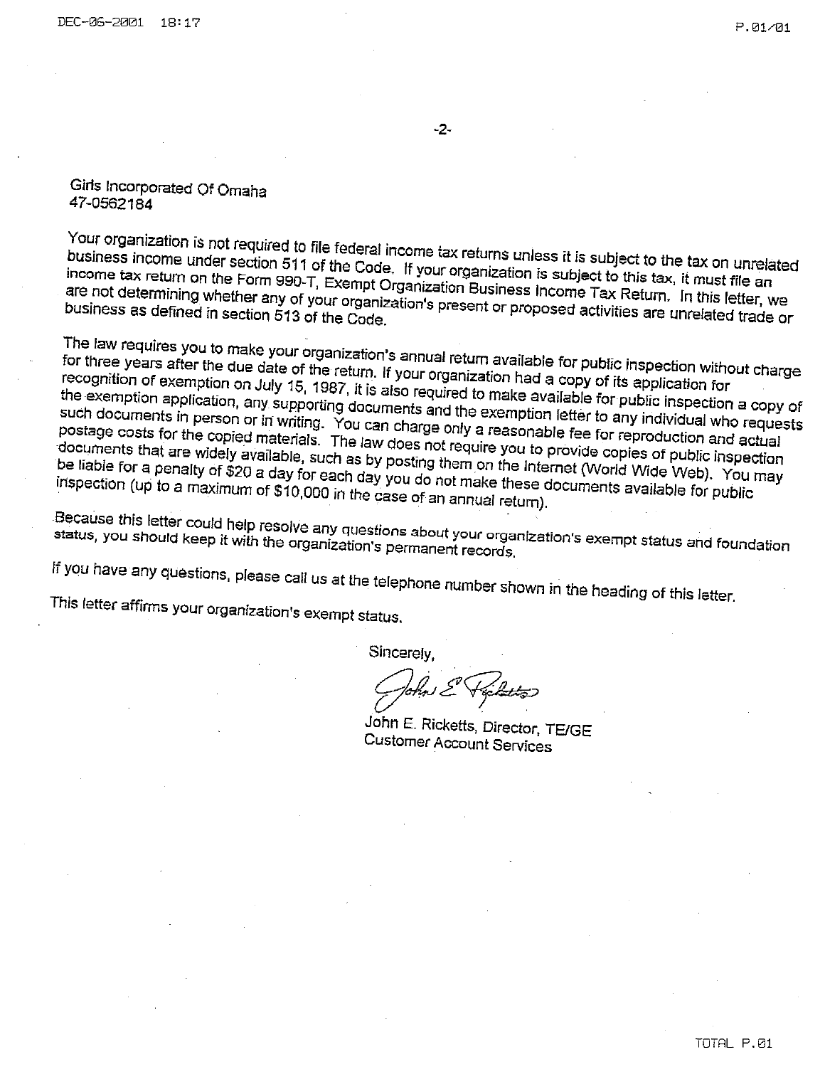Girls Incorporated Of Omaha
47-0562184

Your organization is not required to file federal income tax returns unless it is subject to the tax on unrelated business income under section 511 of the Code. If your organization is subject to this tax, it must file an income tax return on the Form 990-T, Exempt Organization Business Income Tax Return. In this letter, we are not determining whether any of your organization's present or proposed activities are unrelated trade or business as defined in section 513 of the Code.

The law requires you to make your organization's annual return available for public inspection without charge for three years after the due date of the return. If your organization had a copy of its application for recognition of exemption on July 15, 1987, it is also required to make available for public inspection a copy of the exemption application, any supporting documents and the exemption letter to any individual who requests such documents in person or in writing. You can charge only a reasonable fee for reproduction and actual postage costs for the copied materials. The law does not require you to provide copies of public inspection documents that are widely available, such as by posting them on the Internet (World Wide Web). You may be liable for a penalty of $20 a day for each day you do not make these documents available for public inspection (up to a maximum of $10,000 in the case of an annual return).

Because this letter could help resolve any questions about your organization's exempt status and foundation status, you should keep it with the organization's permanent records.

If you have any questions, please call us at the telephone number shown in the heading of this letter.

This letter affirms your organization's exempt status.

Sincerely,

John E. Ricketts

John E. Ricketts, Director, TE/GE
Customer Account Services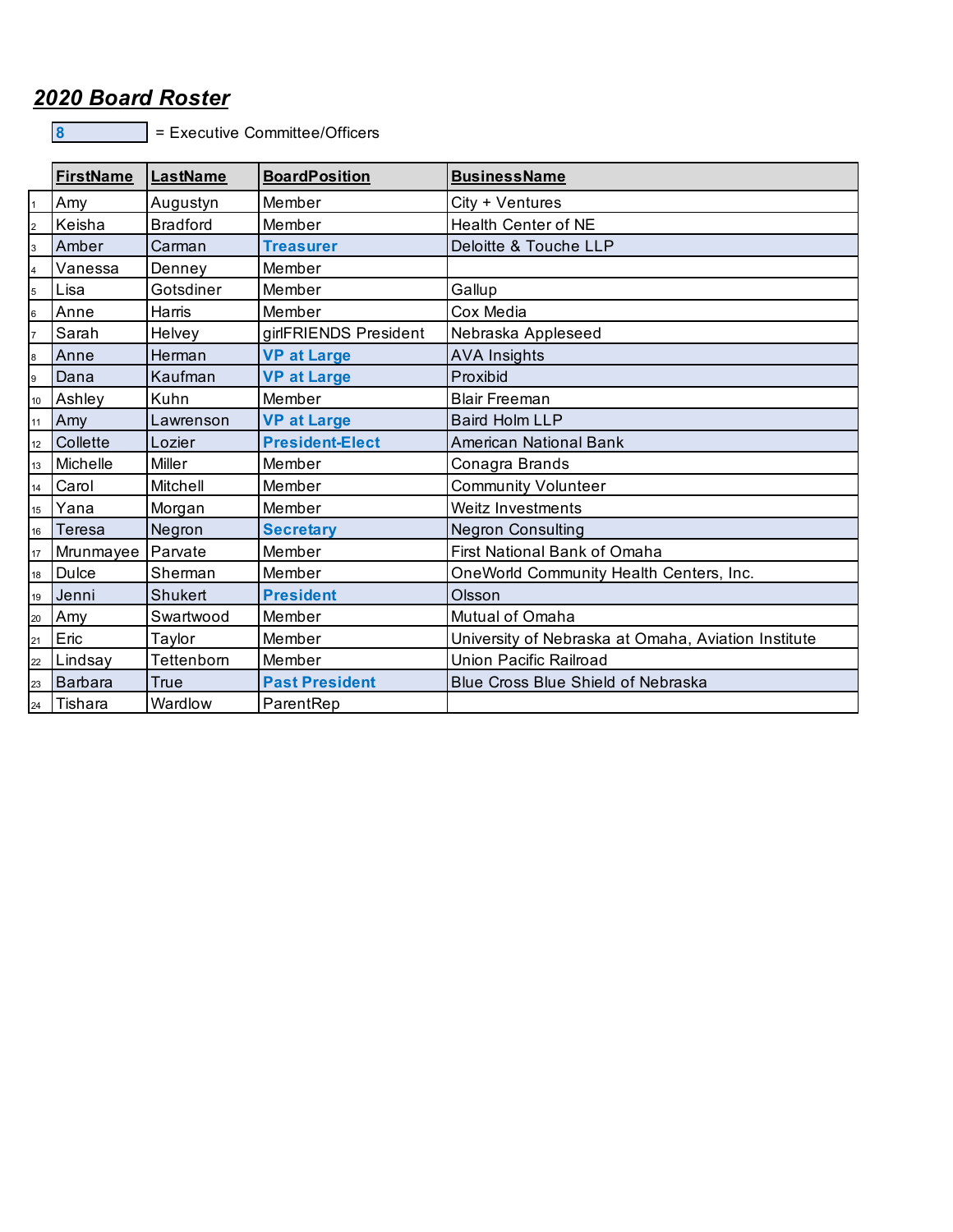## *2020 Board Roster*

**8** = Executive Committee/Officers

| | FirstName | LastName | BoardPosition | BusinessName |
|---|---|---|---|---|
| 1 | Amy | Augustyn | Member | City + Ventures |
| 2 | Keisha | Bradford | Member | Health Center of NE |
| 3 | Amber | Carman | **Treasurer** | Deloitte & Touche LLP |
| 4 | Vanessa | Denney | Member | |
| 5 | Lisa | Gotsdiner | Member | Gallup |
| 6 | Anne | Harris | Member | Cox Media |
| 7 | Sarah | Helvey | girlFRIENDS President | Nebraska Appleseed |
| 8 | Anne | Herman | **VP at Large** | AVA Insights |
| 9 | Dana | Kaufman | **VP at Large** | Proxibid |
| 10 | Ashley | Kuhn | Member | Blair Freeman |
| 11 | Amy | Lawrenson | **VP at Large** | Baird Holm LLP |
| 12 | Collette | Lozier | **President-Elect** | American National Bank |
| 13 | Michelle | Miller | Member | Conagra Brands |
| 14 | Carol | Mitchell | Member | Community Volunteer |
| 15 | Yana | Morgan | Member | Weitz Investments |
| 16 | Teresa | Negron | **Secretary** | Negron Consulting |
| 17 | Mrunmayee | Parvate | Member | First National Bank of Omaha |
| 18 | Dulce | Sherman | Member | OneWorld Community Health Centers, Inc. |
| 19 | Jenni | Shukert | **President** | Olsson |
| 20 | Amy | Swartwood | Member | Mutual of Omaha |
| 21 | Eric | Taylor | Member | University of Nebraska at Omaha, Aviation Institute |
| 22 | Lindsay | Tettenborn | Member | Union Pacific Railroad |
| 23 | Barbara | True | **Past President** | Blue Cross Blue Shield of Nebraska |
| 24 | Tishara | Wardlow | ParentRep | |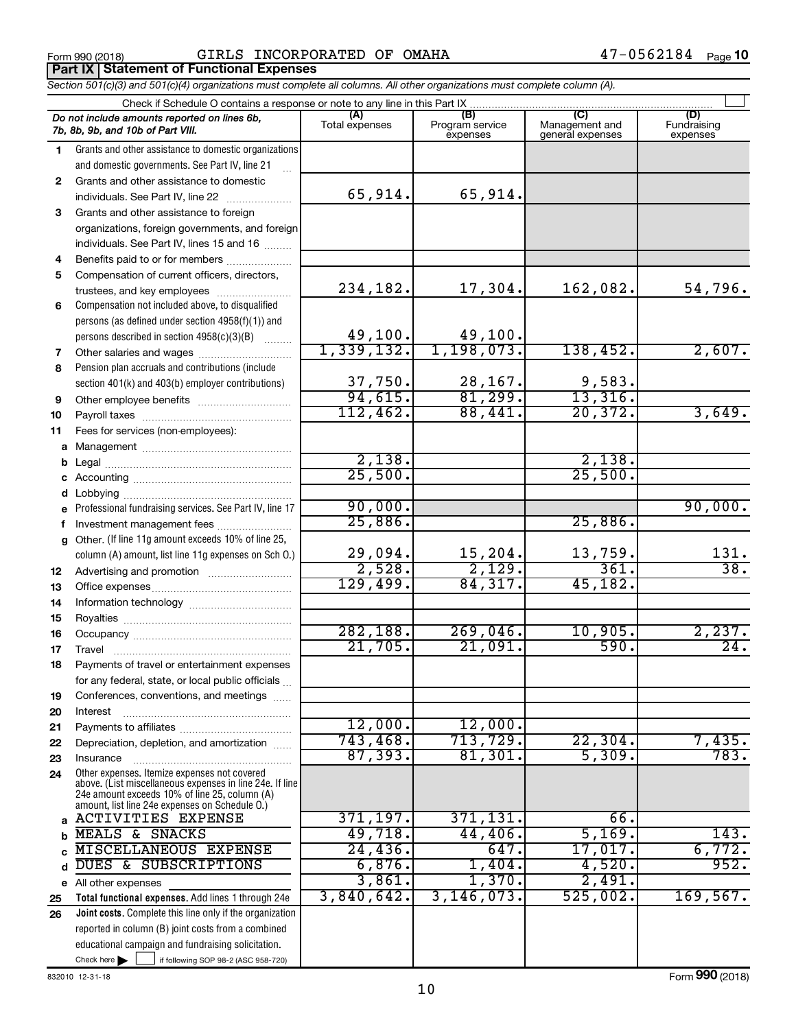Form 990 (2018) GIRLS INCORPORATED OF OMAHA 47-0562184 Page **10**

## Part IX Statement of Functional Expenses

*Section 501(c)(3) and 501(c)(4) organizations must complete all columns. All other organizations must complete column (A).*

Check if Schedule O contains a response or note to any line in this Part IX ☐

| *Do not include amounts reported on lines 6b, 7b, 8b, 9b, and 10b of Part VIII.* | (A) Total expenses | (B) Program service expenses | (C) Management and general expenses | (D) Fundraising expenses |
|---|---|---|---|---|
| **1** Grants and other assistance to domestic organizations and domestic governments. See Part IV, line 21 | | | | |
| **2** Grants and other assistance to domestic individuals. See Part IV, line 22 | 65,914. | 65,914. | | |
| **3** Grants and other assistance to foreign organizations, foreign governments, and foreign individuals. See Part IV, lines 15 and 16 | | | | |
| **4** Benefits paid to or for members | | | | |
| **5** Compensation of current officers, directors, trustees, and key employees | 234,182. | 17,304. | 162,082. | 54,796. |
| **6** Compensation not included above, to disqualified persons (as defined under section 4958(f)(1)) and persons described in section 4958(c)(3)(B) | 49,100. | 49,100. | | |
| **7** Other salaries and wages | 1,339,132. | 1,198,073. | 138,452. | 2,607. |
| **8** Pension plan accruals and contributions (include section 401(k) and 403(b) employer contributions) | 37,750. | 28,167. | 9,583. | |
| **9** Other employee benefits | 94,615. | 81,299. | 13,316. | |
| **10** Payroll taxes | 112,462. | 88,441. | 20,372. | 3,649. |
| **11** Fees for services (non-employees): | | | | |
| **a** Management | | | | |
| **b** Legal | 2,138. | | 2,138. | |
| **c** Accounting | 25,500. | | 25,500. | |
| **d** Lobbying | | | | |
| **e** Professional fundraising services. See Part IV, line 17 | 90,000. | | | 90,000. |
| **f** Investment management fees | 25,886. | | 25,886. | |
| **g** Other. (If line 11g amount exceeds 10% of line 25, column (A) amount, list line 11g expenses on Sch O.) | 29,094. | 15,204. | 13,759. | 131. |
| **12** Advertising and promotion | 2,528. | 2,129. | 361. | 38. |
| **13** Office expenses | 129,499. | 84,317. | 45,182. | |
| **14** Information technology | | | | |
| **15** Royalties | | | | |
| **16** Occupancy | 282,188. | 269,046. | 10,905. | 2,237. |
| **17** Travel | 21,705. | 21,091. | 590. | 24. |
| **18** Payments of travel or entertainment expenses for any federal, state, or local public officials | | | | |
| **19** Conferences, conventions, and meetings | | | | |
| **20** Interest | | | | |
| **21** Payments to affiliates | 12,000. | 12,000. | | |
| **22** Depreciation, depletion, and amortization | 743,468. | 713,729. | 22,304. | 7,435. |
| **23** Insurance | 87,393. | 81,301. | 5,309. | 783. |
| **24** Other expenses. Itemize expenses not covered above. (List miscellaneous expenses in line 24e. If line 24e amount exceeds 10% of line 25, column (A) amount, list line 24e expenses on Schedule O.) | | | | |
| **a** ACTIVITIES EXPENSE | 371,197. | 371,131. | 66. | |
| **b** MEALS & SNACKS | 49,718. | 44,406. | 5,169. | 143. |
| **c** MISCELLANEOUS EXPENSE | 24,436. | 647. | 17,017. | 6,772. |
| **d** DUES & SUBSCRIPTIONS | 6,876. | 1,404. | 4,520. | 952. |
| **e** All other expenses | 3,861. | 1,370. | 2,491. | |
| **25** **Total functional expenses.** Add lines 1 through 24e | 3,840,642. | 3,146,073. | 525,002. | 169,567. |
| **26** **Joint costs.** Complete this line only if the organization reported in column (B) joint costs from a combined educational campaign and fundraising solicitation. Check here ☐ if following SOP 98-2 (ASC 958-720) | | | | |

832010 12-31-18

Form **990** (2018)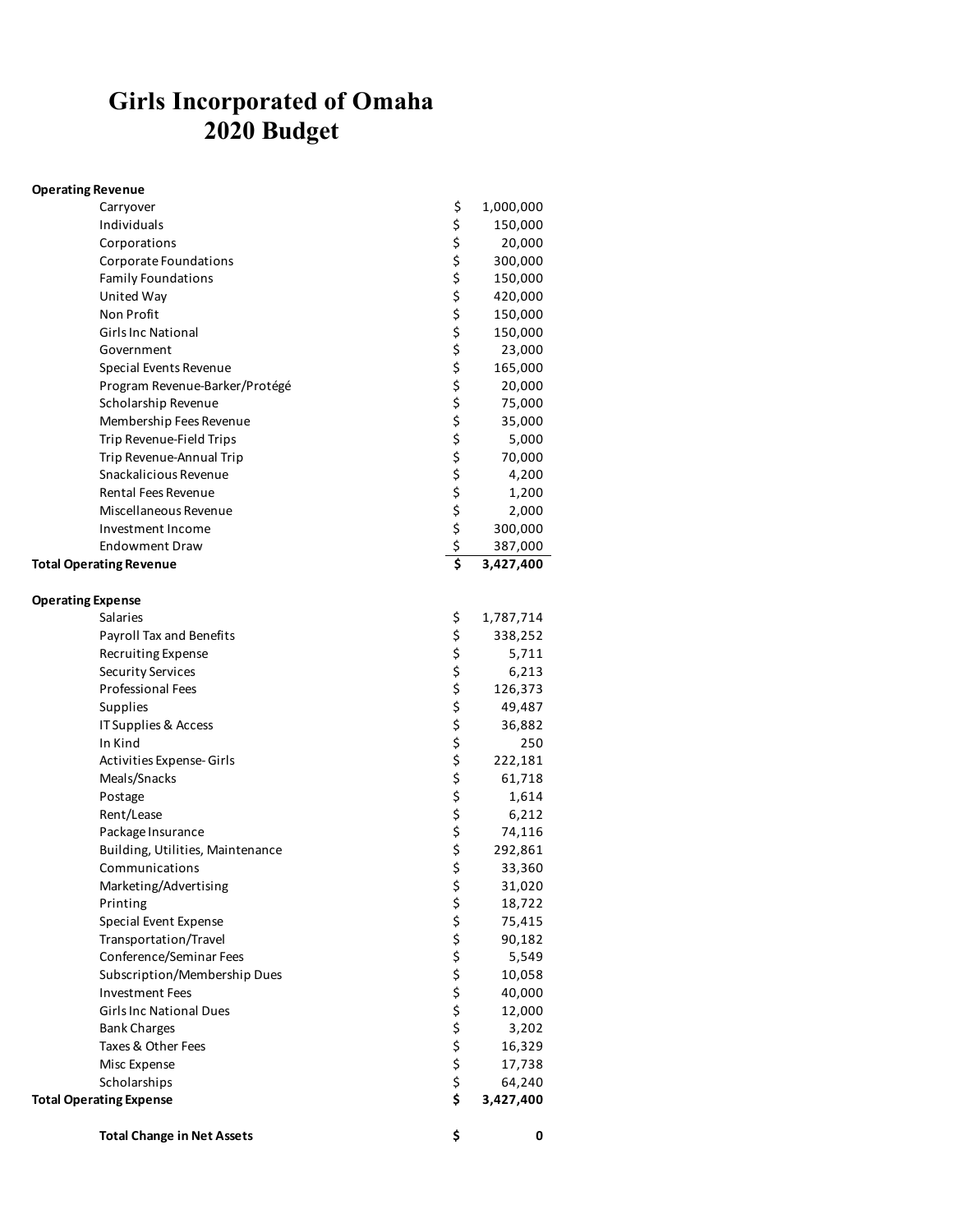# Girls Incorporated of Omaha
## 2020 Budget

| | |
|---|---|
| **Operating Revenue** | |
| Carryover | $ 1,000,000 |
| Individuals | $ 150,000 |
| Corporations | $ 20,000 |
| Corporate Foundations | $ 300,000 |
| Family Foundations | $ 150,000 |
| United Way | $ 420,000 |
| Non Profit | $ 150,000 |
| Girls Inc National | $ 150,000 |
| Government | $ 23,000 |
| Special Events Revenue | $ 165,000 |
| Program Revenue-Barker/Protégé | $ 20,000 |
| Scholarship Revenue | $ 75,000 |
| Membership Fees Revenue | $ 35,000 |
| Trip Revenue-Field Trips | $ 5,000 |
| Trip Revenue-Annual Trip | $ 70,000 |
| Snackalicious Revenue | $ 4,200 |
| Rental Fees Revenue | $ 1,200 |
| Miscellaneous Revenue | $ 2,000 |
| Investment Income | $ 300,000 |
| Endowment Draw | $ 387,000 |
| **Total Operating Revenue** | **$ 3,427,400** |
| | |
| **Operating Expense** | |
| Salaries | $ 1,787,714 |
| Payroll Tax and Benefits | $ 338,252 |
| Recruiting Expense | $ 5,711 |
| Security Services | $ 6,213 |
| Professional Fees | $ 126,373 |
| Supplies | $ 49,487 |
| IT Supplies & Access | $ 36,882 |
| In Kind | $ 250 |
| Activities Expense- Girls | $ 222,181 |
| Meals/Snacks | $ 61,718 |
| Postage | $ 1,614 |
| Rent/Lease | $ 6,212 |
| Package Insurance | $ 74,116 |
| Building, Utilities, Maintenance | $ 292,861 |
| Communications | $ 33,360 |
| Marketing/Advertising | $ 31,020 |
| Printing | $ 18,722 |
| Special Event Expense | $ 75,415 |
| Transportation/Travel | $ 90,182 |
| Conference/Seminar Fees | $ 5,549 |
| Subscription/Membership Dues | $ 10,058 |
| Investment Fees | $ 40,000 |
| Girls Inc National Dues | $ 12,000 |
| Bank Charges | $ 3,202 |
| Taxes & Other Fees | $ 16,329 |
| Misc Expense | $ 17,738 |
| Scholarships | $ 64,240 |
| **Total Operating Expense** | **$ 3,427,400** |
| | |
| **Total Change in Net Assets** | **$ 0** |